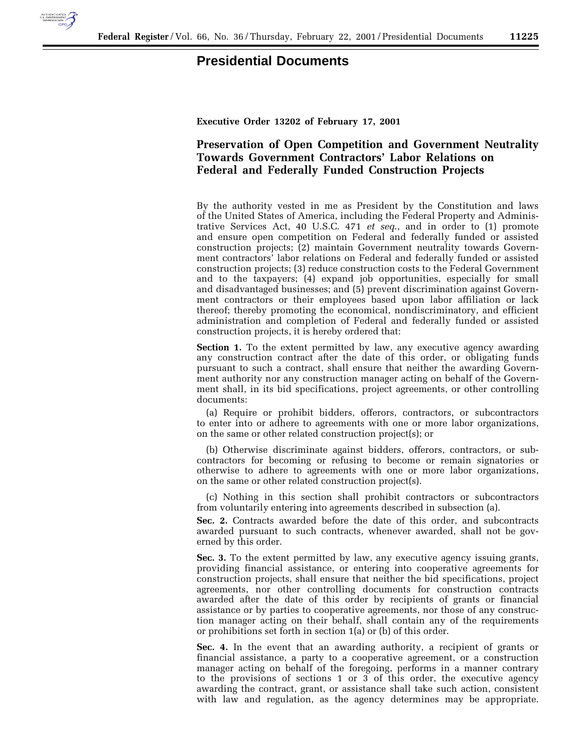# Presidential Documents

**Executive Order 13202 of February 17, 2001**

## Preservation of Open Competition and Government Neutrality Towards Government Contractors' Labor Relations on Federal and Federally Funded Construction Projects

By the authority vested in me as President by the Constitution and laws of the United States of America, including the Federal Property and Administrative Services Act, 40 U.S.C. 471 *et seq.*, and in order to (1) promote and ensure open competition on Federal and federally funded or assisted construction projects; (2) maintain Government neutrality towards Government contractors' labor relations on Federal and federally funded or assisted construction projects; (3) reduce construction costs to the Federal Government and to the taxpayers; (4) expand job opportunities, especially for small and disadvantaged businesses; and (5) prevent discrimination against Government contractors or their employees based upon labor affiliation or lack thereof; thereby promoting the economical, nondiscriminatory, and efficient administration and completion of Federal and federally funded or assisted construction projects, it is hereby ordered that:

**Section 1.** To the extent permitted by law, any executive agency awarding any construction contract after the date of this order, or obligating funds pursuant to such a contract, shall ensure that neither the awarding Government authority nor any construction manager acting on behalf of the Government shall, in its bid specifications, project agreements, or other controlling documents:

(a) Require or prohibit bidders, offerors, contractors, or subcontractors to enter into or adhere to agreements with one or more labor organizations, on the same or other related construction project(s); or

(b) Otherwise discriminate against bidders, offerors, contractors, or subcontractors for becoming or refusing to become or remain signatories or otherwise to adhere to agreements with one or more labor organizations, on the same or other related construction project(s).

(c) Nothing in this section shall prohibit contractors or subcontractors from voluntarily entering into agreements described in subsection (a).

**Sec. 2.** Contracts awarded before the date of this order, and subcontracts awarded pursuant to such contracts, whenever awarded, shall not be governed by this order.

**Sec. 3.** To the extent permitted by law, any executive agency issuing grants, providing financial assistance, or entering into cooperative agreements for construction projects, shall ensure that neither the bid specifications, project agreements, nor other controlling documents for construction contracts awarded after the date of this order by recipients of grants or financial assistance or by parties to cooperative agreements, nor those of any construction manager acting on their behalf, shall contain any of the requirements or prohibitions set forth in section 1(a) or (b) of this order.

**Sec. 4.** In the event that an awarding authority, a recipient of grants or financial assistance, a party to a cooperative agreement, or a construction manager acting on behalf of the foregoing, performs in a manner contrary to the provisions of sections 1 or 3 of this order, the executive agency awarding the contract, grant, or assistance shall take such action, consistent with law and regulation, as the agency determines may be appropriate.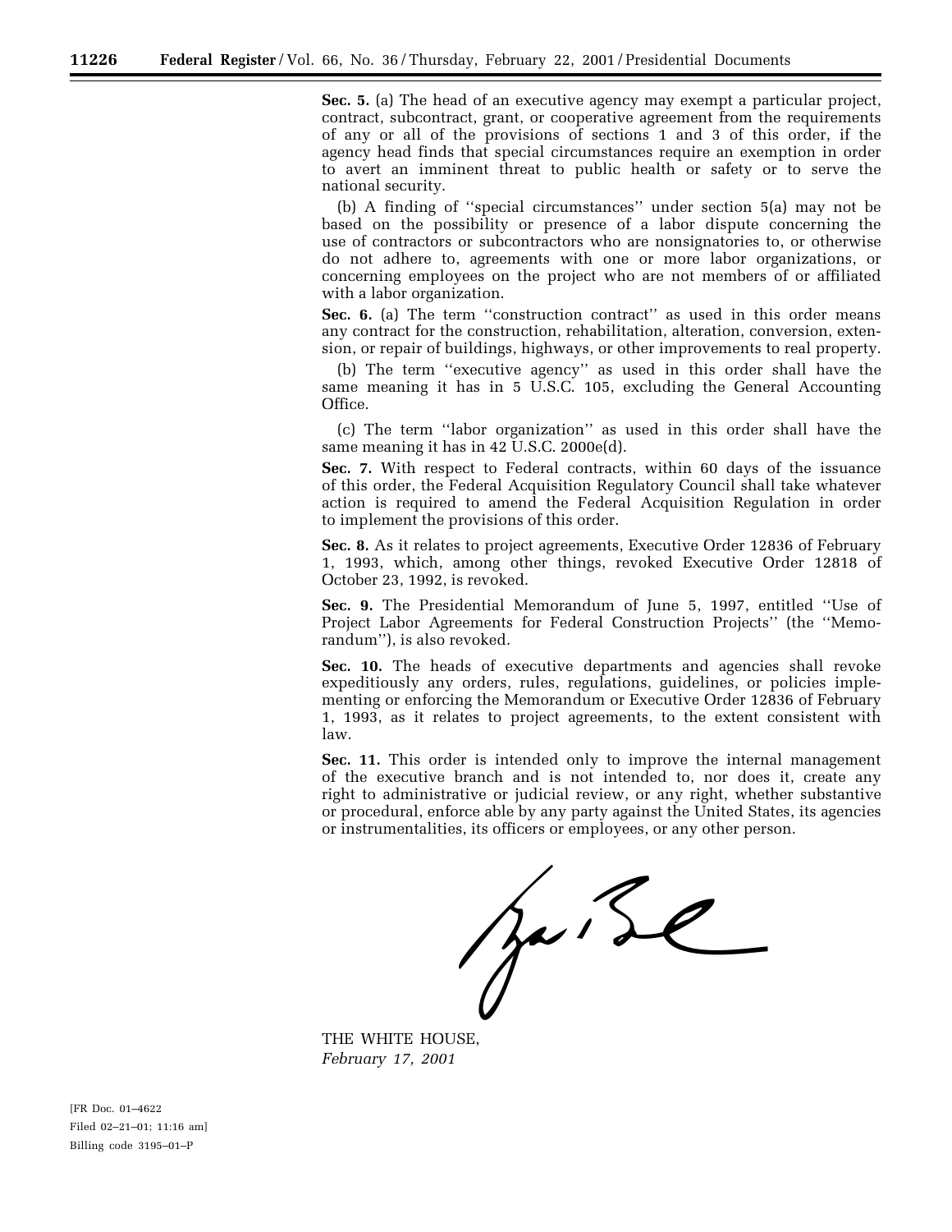**Sec. 5.** (a) The head of an executive agency may exempt a particular project, contract, subcontract, grant, or cooperative agreement from the requirements of any or all of the provisions of sections 1 and 3 of this order, if the agency head finds that special circumstances require an exemption in order to avert an imminent threat to public health or safety or to serve the national security.

(b) A finding of ''special circumstances'' under section 5(a) may not be based on the possibility or presence of a labor dispute concerning the use of contractors or subcontractors who are nonsignatories to, or otherwise do not adhere to, agreements with one or more labor organizations, or concerning employees on the project who are not members of or affiliated with a labor organization.

**Sec. 6.** (a) The term ''construction contract'' as used in this order means any contract for the construction, rehabilitation, alteration, conversion, extension, or repair of buildings, highways, or other improvements to real property.

(b) The term ''executive agency'' as used in this order shall have the same meaning it has in 5 U.S.C. 105, excluding the General Accounting Office.

(c) The term ''labor organization'' as used in this order shall have the same meaning it has in 42 U.S.C. 2000e(d).

**Sec. 7.** With respect to Federal contracts, within 60 days of the issuance of this order, the Federal Acquisition Regulatory Council shall take whatever action is required to amend the Federal Acquisition Regulation in order to implement the provisions of this order.

**Sec. 8.** As it relates to project agreements, Executive Order 12836 of February 1, 1993, which, among other things, revoked Executive Order 12818 of October 23, 1992, is revoked.

**Sec. 9.** The Presidential Memorandum of June 5, 1997, entitled ''Use of Project Labor Agreements for Federal Construction Projects'' (the ''Memorandum''), is also revoked.

**Sec. 10.** The heads of executive departments and agencies shall revoke expeditiously any orders, rules, regulations, guidelines, or policies implementing or enforcing the Memorandum or Executive Order 12836 of February 1, 1993, as it relates to project agreements, to the extent consistent with law.

**Sec. 11.** This order is intended only to improve the internal management of the executive branch and is not intended to, nor does it, create any right to administrative or judicial review, or any right, whether substantive or procedural, enforce able by any party against the United States, its agencies or instrumentalities, its officers or employees, or any other person.

THE WHITE HOUSE,
*February 17, 2001*

[FR Doc. 01–4622
Filed 02–21–01; 11:16 am]
Billing code 3195–01–P